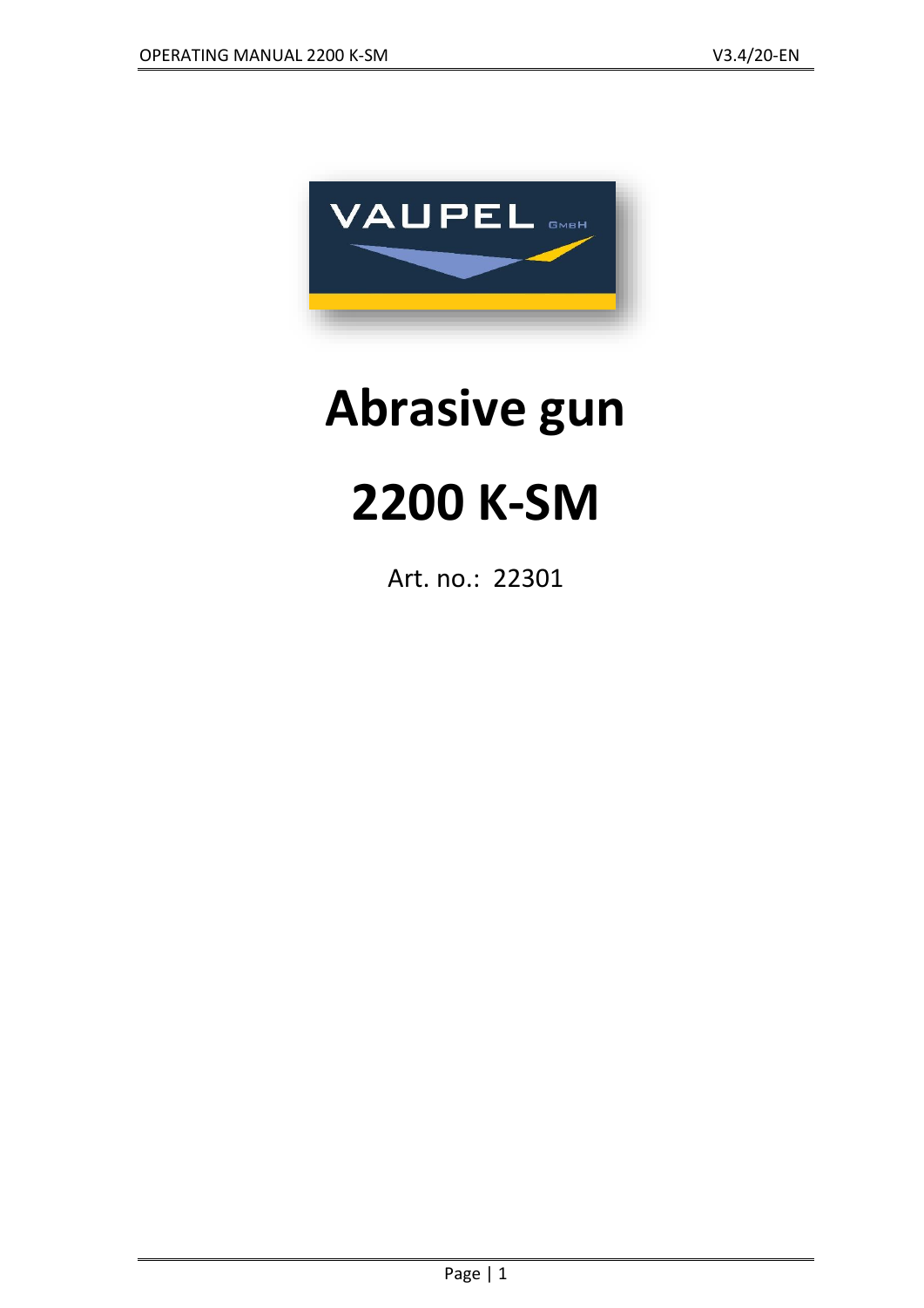# Abrasive gun

# 2200 K-SM

Art. no.: 22301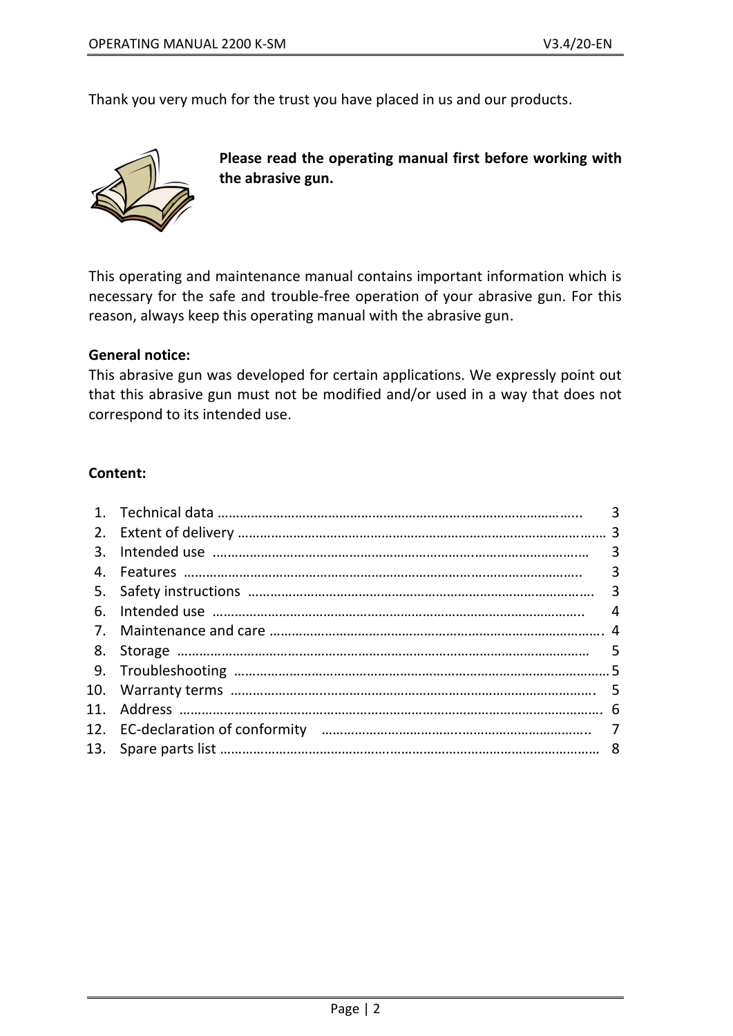Thank you very much for the trust you have placed in us and our products.

**Please read the operating manual first before working with the abrasive gun.**

This operating and maintenance manual contains important information which is necessary for the safe and trouble-free operation of your abrasive gun. For this reason, always keep this operating manual with the abrasive gun.

**General notice:**
This abrasive gun was developed for certain applications. We expressly point out that this abrasive gun must not be modified and/or used in a way that does not correspond to its intended use.

**Content:**

1. Technical data ........ 3
2. Extent of delivery ........ 3
3. Intended use ........ 3
4. Features ........ 3
5. Safety instructions ........ 3
6. Intended use ........ 4
7. Maintenance and care ........ 4
8. Storage ........ 5
9. Troubleshooting ........ 5
10. Warranty terms ........ 5
11. Address ........ 6
12. EC-declaration of conformity ........ 7
13. Spare parts list ........ 8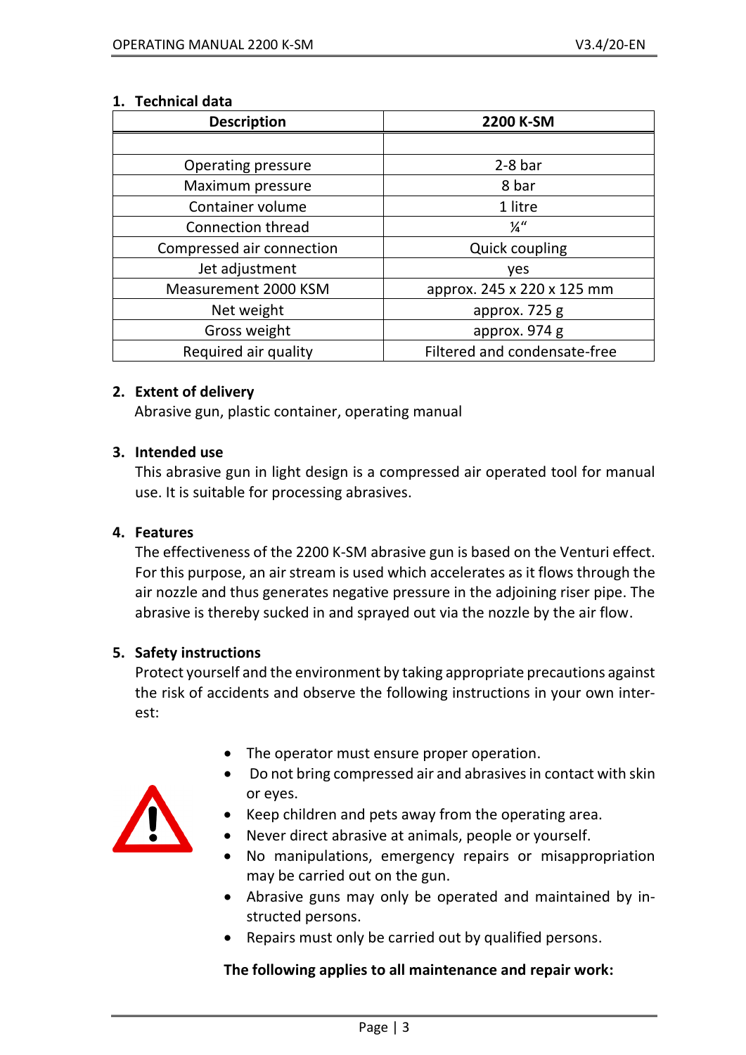## 1. Technical data

| Description | 2200 K-SM |
|---|---|
| | |
| Operating pressure | 2-8 bar |
| Maximum pressure | 8 bar |
| Container volume | 1 litre |
| Connection thread | ¼“ |
| Compressed air connection | Quick coupling |
| Jet adjustment | yes |
| Measurement 2000 KSM | approx. 245 x 220 x 125 mm |
| Net weight | approx. 725 g |
| Gross weight | approx. 974 g |
| Required air quality | Filtered and condensate-free |

## 2. Extent of delivery

Abrasive gun, plastic container, operating manual

## 3. Intended use

This abrasive gun in light design is a compressed air operated tool for manual use. It is suitable for processing abrasives.

## 4. Features

The effectiveness of the 2200 K-SM abrasive gun is based on the Venturi effect. For this purpose, an air stream is used which accelerates as it flows through the air nozzle and thus generates negative pressure in the adjoining riser pipe. The abrasive is thereby sucked in and sprayed out via the nozzle by the air flow.

## 5. Safety instructions

Protect yourself and the environment by taking appropriate precautions against the risk of accidents and observe the following instructions in your own interest:

- The operator must ensure proper operation.
- Do not bring compressed air and abrasives in contact with skin or eyes.
- Keep children and pets away from the operating area.
- Never direct abrasive at animals, people or yourself.
- No manipulations, emergency repairs or misappropriation may be carried out on the gun.
- Abrasive guns may only be operated and maintained by instructed persons.
- Repairs must only be carried out by qualified persons.

**The following applies to all maintenance and repair work:**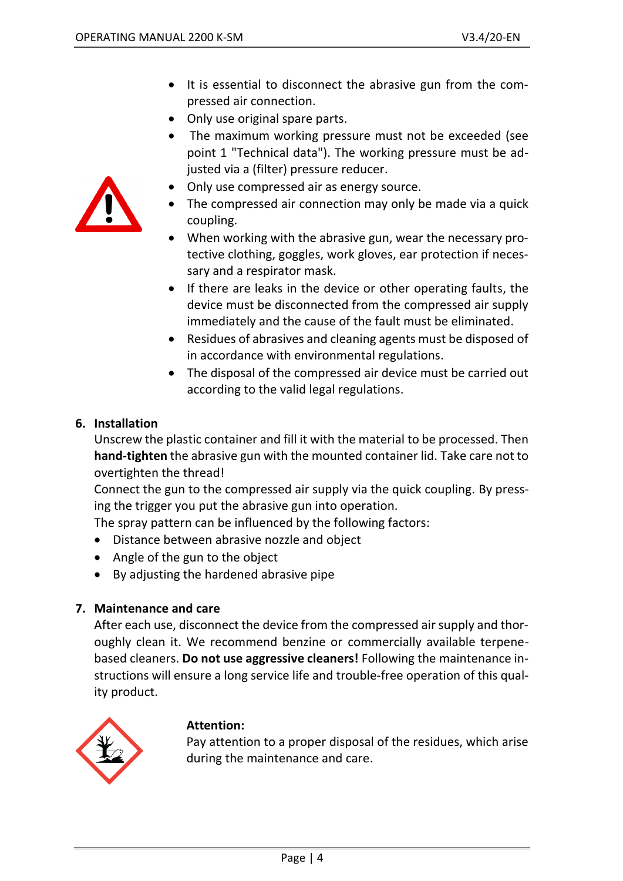- It is essential to disconnect the abrasive gun from the compressed air connection.
- Only use original spare parts.
- The maximum working pressure must not be exceeded (see point 1 "Technical data"). The working pressure must be adjusted via a (filter) pressure reducer.
- Only use compressed air as energy source.
- The compressed air connection may only be made via a quick coupling.
- When working with the abrasive gun, wear the necessary protective clothing, goggles, work gloves, ear protection if necessary and a respirator mask.
- If there are leaks in the device or other operating faults, the device must be disconnected from the compressed air supply immediately and the cause of the fault must be eliminated.
- Residues of abrasives and cleaning agents must be disposed of in accordance with environmental regulations.
- The disposal of the compressed air device must be carried out according to the valid legal regulations.

## 6. Installation

Unscrew the plastic container and fill it with the material to be processed. Then **hand-tighten** the abrasive gun with the mounted container lid. Take care not to overtighten the thread!

Connect the gun to the compressed air supply via the quick coupling. By pressing the trigger you put the abrasive gun into operation.

The spray pattern can be influenced by the following factors:

- Distance between abrasive nozzle and object
- Angle of the gun to the object
- By adjusting the hardened abrasive pipe

## 7. Maintenance and care

After each use, disconnect the device from the compressed air supply and thoroughly clean it. We recommend benzine or commercially available terpene-based cleaners. **Do not use aggressive cleaners!** Following the maintenance instructions will ensure a long service life and trouble-free operation of this quality product.

**Attention:**

Pay attention to a proper disposal of the residues, which arise during the maintenance and care.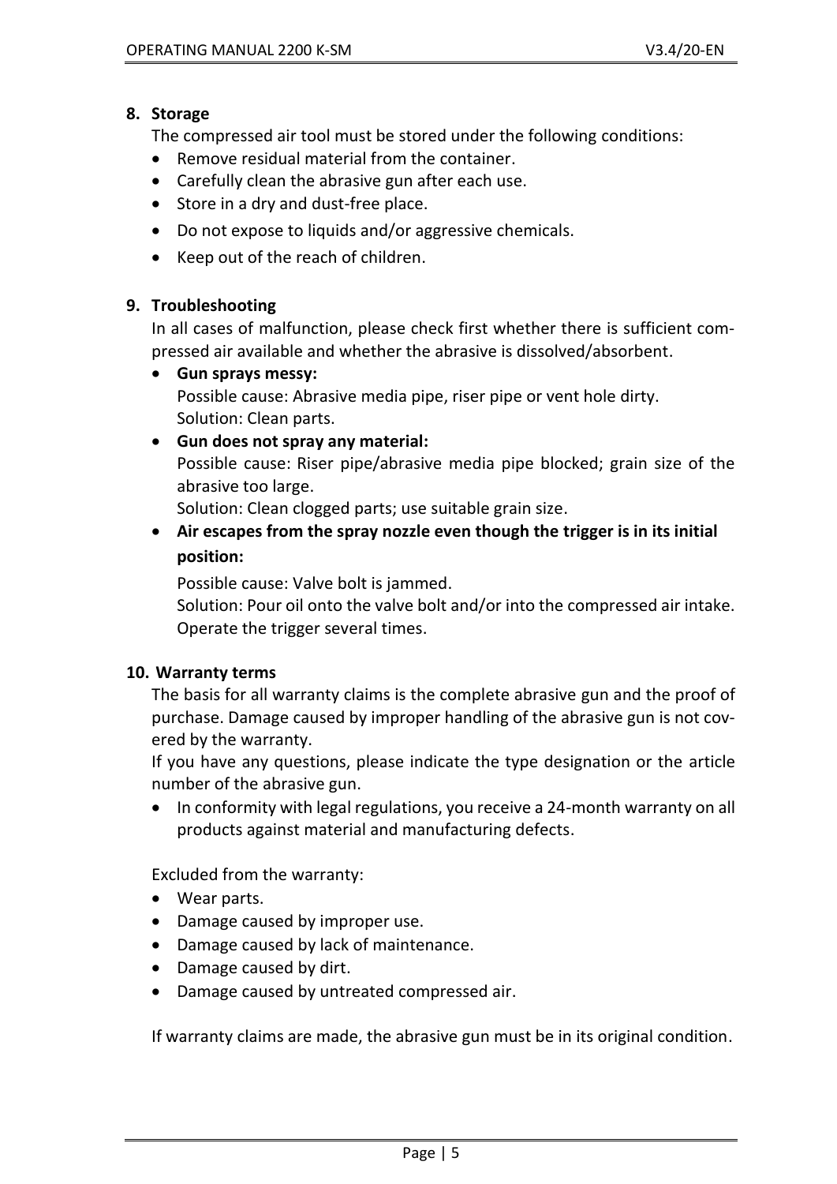## 8. Storage

The compressed air tool must be stored under the following conditions:

- Remove residual material from the container.
- Carefully clean the abrasive gun after each use.
- Store in a dry and dust-free place.
- Do not expose to liquids and/or aggressive chemicals.
- Keep out of the reach of children.

## 9. Troubleshooting

In all cases of malfunction, please check first whether there is sufficient compressed air available and whether the abrasive is dissolved/absorbent.

- **Gun sprays messy:**
  Possible cause: Abrasive media pipe, riser pipe or vent hole dirty.
  Solution: Clean parts.
- **Gun does not spray any material:**
  Possible cause: Riser pipe/abrasive media pipe blocked; grain size of the abrasive too large.
  Solution: Clean clogged parts; use suitable grain size.
- **Air escapes from the spray nozzle even though the trigger is in its initial position:**
  Possible cause: Valve bolt is jammed.
  Solution: Pour oil onto the valve bolt and/or into the compressed air intake. Operate the trigger several times.

## 10. Warranty terms

The basis for all warranty claims is the complete abrasive gun and the proof of purchase. Damage caused by improper handling of the abrasive gun is not covered by the warranty.

If you have any questions, please indicate the type designation or the article number of the abrasive gun.

- In conformity with legal regulations, you receive a 24-month warranty on all products against material and manufacturing defects.

Excluded from the warranty:

- Wear parts.
- Damage caused by improper use.
- Damage caused by lack of maintenance.
- Damage caused by dirt.
- Damage caused by untreated compressed air.

If warranty claims are made, the abrasive gun must be in its original condition.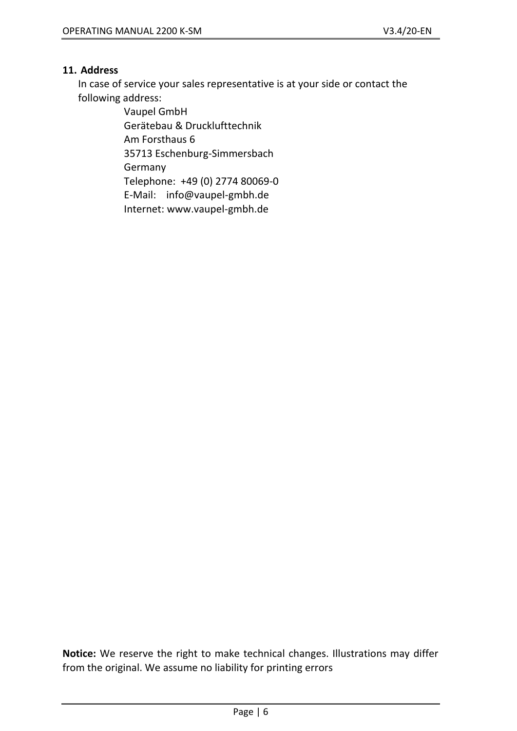## 11. Address

In case of service your sales representative is at your side or contact the following address:

Vaupel GmbH
Gerätebau & Drucklufttechnik
Am Forsthaus 6
35713 Eschenburg-Simmersbach
Germany
Telephone: +49 (0) 2774 80069-0
E-Mail: info@vaupel-gmbh.de
Internet: www.vaupel-gmbh.de

**Notice:** We reserve the right to make technical changes. Illustrations may differ from the original. We assume no liability for printing errors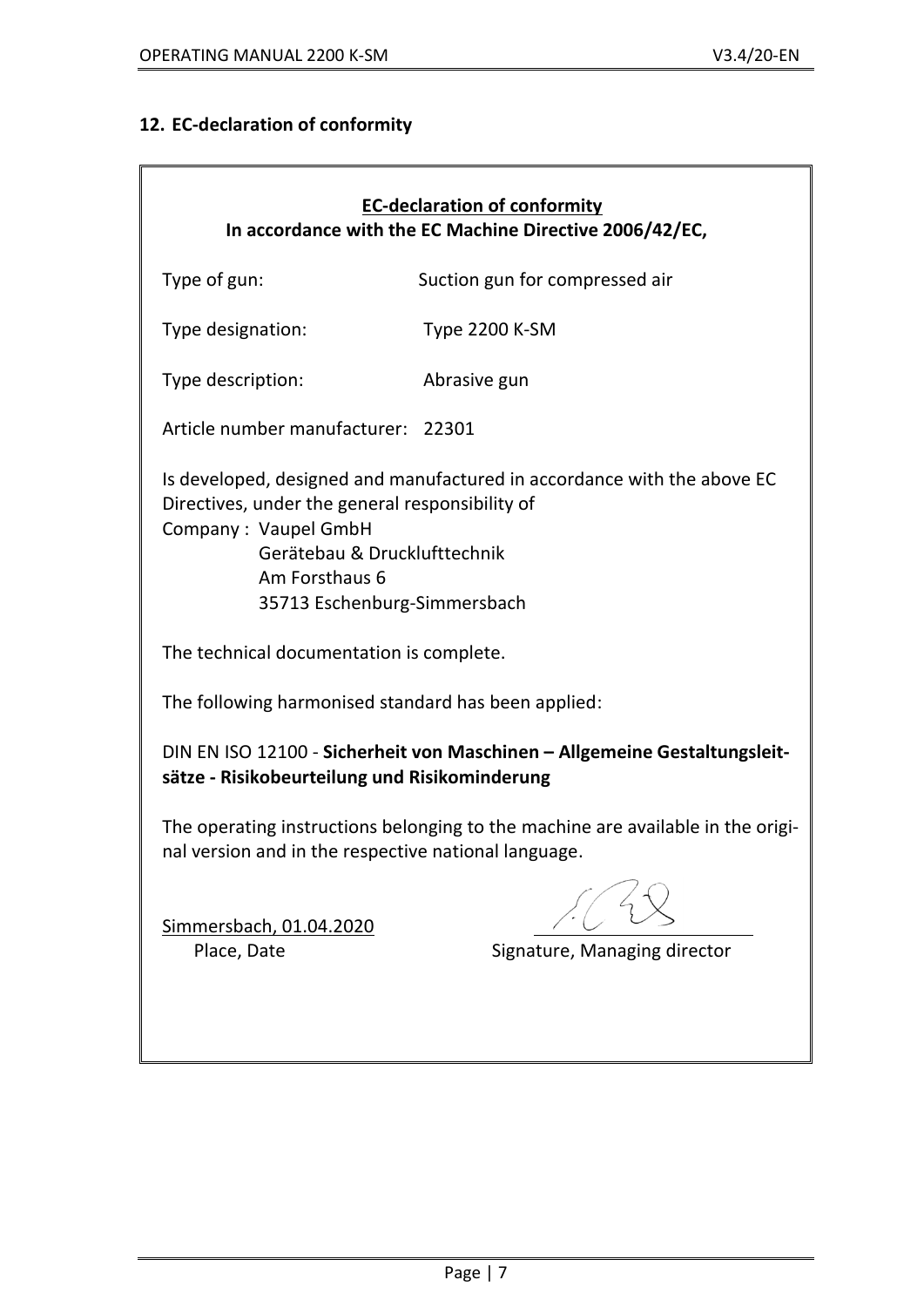## 12. EC-declaration of conformity

**EC-declaration of conformity**
**In accordance with the EC Machine Directive 2006/42/EC,**

Type of gun: Suction gun for compressed air

Type designation: Type 2200 K-SM

Type description: Abrasive gun

Article number manufacturer: 22301

Is developed, designed and manufactured in accordance with the above EC Directives, under the general responsibility of

Company : Vaupel GmbH
Gerätebau & Drucklufttechnik
Am Forsthaus 6
35713 Eschenburg-Simmersbach

The technical documentation is complete.

The following harmonised standard has been applied:

DIN EN ISO 12100 - **Sicherheit von Maschinen – Allgemeine Gestaltungsleitsätze - Risikobeurteilung und Risikominderung**

The operating instructions belonging to the machine are available in the original version and in the respective national language.

Simmersbach, 01.04.2020
Place, Date

Signature, Managing director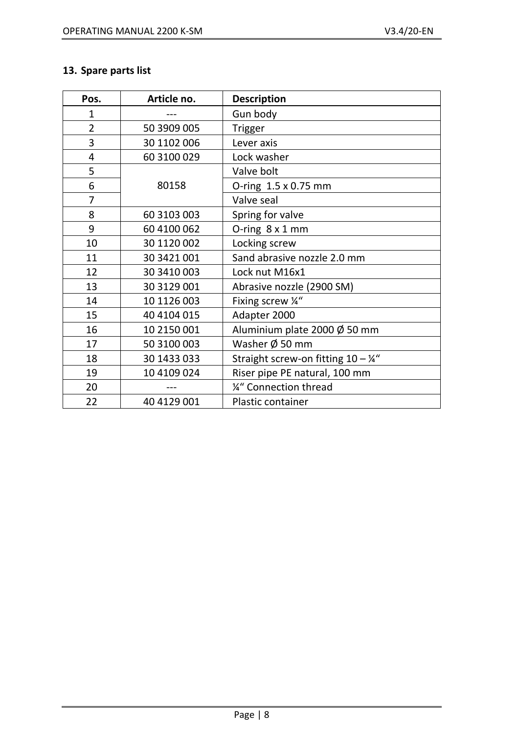## 13. Spare parts list

| Pos. | Article no. | Description |
|---|---|---|
| 1 | --- | Gun body |
| 2 | 50 3909 005 | Trigger |
| 3 | 30 1102 006 | Lever axis |
| 4 | 60 3100 029 | Lock washer |
| 5 | 80158 | Valve bolt |
| 6 | | O-ring 1.5 x 0.75 mm |
| 7 | | Valve seal |
| 8 | 60 3103 003 | Spring for valve |
| 9 | 60 4100 062 | O-ring 8 x 1 mm |
| 10 | 30 1120 002 | Locking screw |
| 11 | 30 3421 001 | Sand abrasive nozzle 2.0 mm |
| 12 | 30 3410 003 | Lock nut M16x1 |
| 13 | 30 3129 001 | Abrasive nozzle (2900 SM) |
| 14 | 10 1126 003 | Fixing screw ¼“ |
| 15 | 40 4104 015 | Adapter 2000 |
| 16 | 10 2150 001 | Aluminium plate 2000 Ø 50 mm |
| 17 | 50 3100 003 | Washer Ø 50 mm |
| 18 | 30 1433 033 | Straight screw-on fitting 10 – ¼“ |
| 19 | 10 4109 024 | Riser pipe PE natural, 100 mm |
| 20 | --- | ¼“ Connection thread |
| 22 | 40 4129 001 | Plastic container |